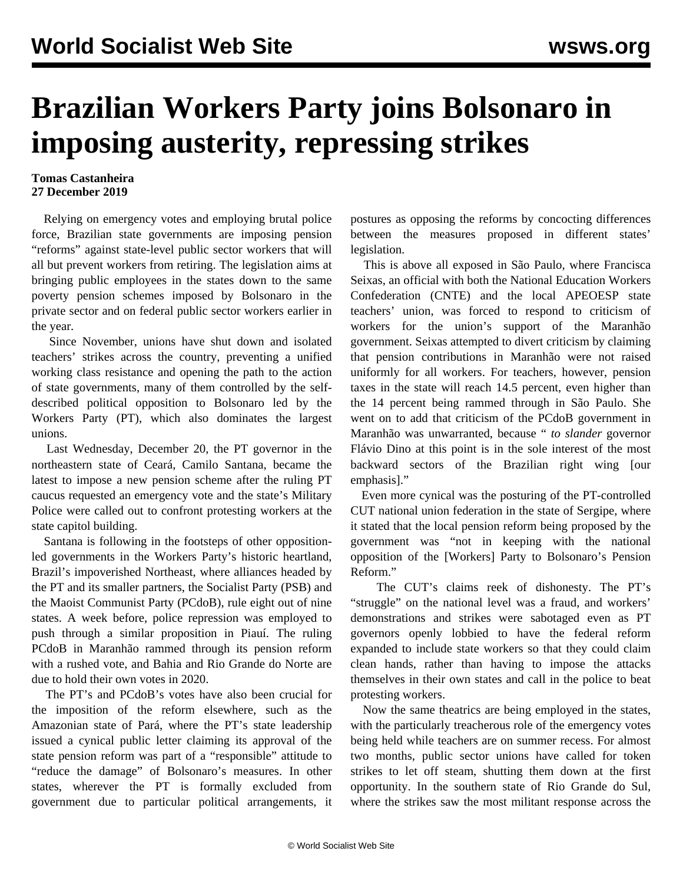# Brazilian Workers Party joins Bolsonaro in imposing austerity, repressing strikes

**Tomas Castanheira**
**27 December 2019**

Relying on emergency votes and employing brutal police force, Brazilian state governments are imposing pension "reforms" against state-level public sector workers that will all but prevent workers from retiring. The legislation aims at bringing public employees in the states down to the same poverty pension schemes imposed by Bolsonaro in the private sector and on federal public sector workers earlier in the year.

Since November, unions have shut down and isolated teachers' strikes across the country, preventing a unified working class resistance and opening the path to the action of state governments, many of them controlled by the self-described political opposition to Bolsonaro led by the Workers Party (PT), which also dominates the largest unions.

Last Wednesday, December 20, the PT governor in the northeastern state of Ceará, Camilo Santana, became the latest to impose a new pension scheme after the ruling PT caucus requested an emergency vote and the state's Military Police were called out to confront protesting workers at the state capitol building.

Santana is following in the footsteps of other opposition-led governments in the Workers Party's historic heartland, Brazil's impoverished Northeast, where alliances headed by the PT and its smaller partners, the Socialist Party (PSB) and the Maoist Communist Party (PCdoB), rule eight out of nine states. A week before, police repression was employed to push through a similar proposition in Piauí. The ruling PCdoB in Maranhão rammed through its pension reform with a rushed vote, and Bahia and Rio Grande do Norte are due to hold their own votes in 2020.

The PT's and PCdoB's votes have also been crucial for the imposition of the reform elsewhere, such as the Amazonian state of Pará, where the PT's state leadership issued a cynical public letter claiming its approval of the state pension reform was part of a "responsible" attitude to "reduce the damage" of Bolsonaro's measures. In other states, wherever the PT is formally excluded from government due to particular political arrangements, it postures as opposing the reforms by concocting differences between the measures proposed in different states' legislation.

This is above all exposed in São Paulo, where Francisca Seixas, an official with both the National Education Workers Confederation (CNTE) and the local APEOESP state teachers' union, was forced to respond to criticism of workers for the union's support of the Maranhão government. Seixas attempted to divert criticism by claiming that pension contributions in Maranhão were not raised uniformly for all workers. For teachers, however, pension taxes in the state will reach 14.5 percent, even higher than the 14 percent being rammed through in São Paulo. She went on to add that criticism of the PCdoB government in Maranhão was unwarranted, because " *to slander* governor Flávio Dino at this point is in the sole interest of the most backward sectors of the Brazilian right wing [our emphasis]."

Even more cynical was the posturing of the PT-controlled CUT national union federation in the state of Sergipe, where it stated that the local pension reform being proposed by the government was "not in keeping with the national opposition of the [Workers] Party to Bolsonaro's Pension Reform."

The CUT's claims reek of dishonesty. The PT's "struggle" on the national level was a fraud, and workers' demonstrations and strikes were sabotaged even as PT governors openly lobbied to have the federal reform expanded to include state workers so that they could claim clean hands, rather than having to impose the attacks themselves in their own states and call in the police to beat protesting workers.

Now the same theatrics are being employed in the states, with the particularly treacherous role of the emergency votes being held while teachers are on summer recess. For almost two months, public sector unions have called for token strikes to let off steam, shutting them down at the first opportunity. In the southern state of Rio Grande do Sul, where the strikes saw the most militant response across the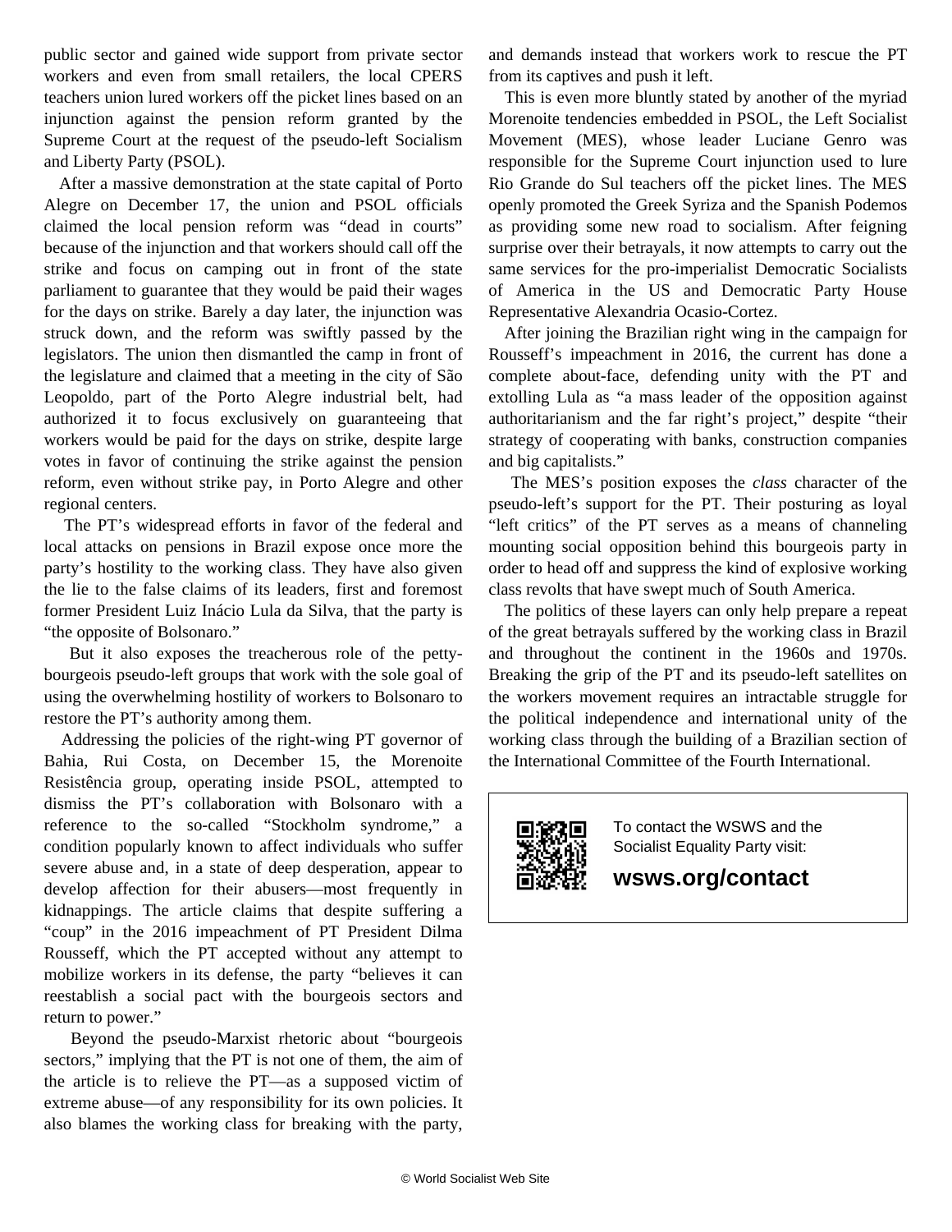public sector and gained wide support from private sector workers and even from small retailers, the local CPERS teachers union lured workers off the picket lines based on an injunction against the pension reform granted by the Supreme Court at the request of the pseudo-left Socialism and Liberty Party (PSOL).

After a massive demonstration at the state capital of Porto Alegre on December 17, the union and PSOL officials claimed the local pension reform was "dead in courts" because of the injunction and that workers should call off the strike and focus on camping out in front of the state parliament to guarantee that they would be paid their wages for the days on strike. Barely a day later, the injunction was struck down, and the reform was swiftly passed by the legislators. The union then dismantled the camp in front of the legislature and claimed that a meeting in the city of São Leopoldo, part of the Porto Alegre industrial belt, had authorized it to focus exclusively on guaranteeing that workers would be paid for the days on strike, despite large votes in favor of continuing the strike against the pension reform, even without strike pay, in Porto Alegre and other regional centers.

The PT's widespread efforts in favor of the federal and local attacks on pensions in Brazil expose once more the party's hostility to the working class. They have also given the lie to the false claims of its leaders, first and foremost former President Luiz Inácio Lula da Silva, that the party is "the opposite of Bolsonaro."

But it also exposes the treacherous role of the petty-bourgeois pseudo-left groups that work with the sole goal of using the overwhelming hostility of workers to Bolsonaro to restore the PT's authority among them.

Addressing the policies of the right-wing PT governor of Bahia, Rui Costa, on December 15, the Morenoite Resistência group, operating inside PSOL, attempted to dismiss the PT's collaboration with Bolsonaro with a reference to the so-called "Stockholm syndrome," a condition popularly known to affect individuals who suffer severe abuse and, in a state of deep desperation, appear to develop affection for their abusers—most frequently in kidnappings. The article claims that despite suffering a "coup" in the 2016 impeachment of PT President Dilma Rousseff, which the PT accepted without any attempt to mobilize workers in its defense, the party "believes it can reestablish a social pact with the bourgeois sectors and return to power."

Beyond the pseudo-Marxist rhetoric about "bourgeois sectors," implying that the PT is not one of them, the aim of the article is to relieve the PT—as a supposed victim of extreme abuse—of any responsibility for its own policies. It also blames the working class for breaking with the party, and demands instead that workers work to rescue the PT from its captives and push it left.

This is even more bluntly stated by another of the myriad Morenoite tendencies embedded in PSOL, the Left Socialist Movement (MES), whose leader Luciane Genro was responsible for the Supreme Court injunction used to lure Rio Grande do Sul teachers off the picket lines. The MES openly promoted the Greek Syriza and the Spanish Podemos as providing some new road to socialism. After feigning surprise over their betrayals, it now attempts to carry out the same services for the pro-imperialist Democratic Socialists of America in the US and Democratic Party House Representative Alexandria Ocasio-Cortez.

After joining the Brazilian right wing in the campaign for Rousseff's impeachment in 2016, the current has done a complete about-face, defending unity with the PT and extolling Lula as "a mass leader of the opposition against authoritarianism and the far right's project," despite "their strategy of cooperating with banks, construction companies and big capitalists."

The MES's position exposes the *class* character of the pseudo-left's support for the PT. Their posturing as loyal "left critics" of the PT serves as a means of channeling mounting social opposition behind this bourgeois party in order to head off and suppress the kind of explosive working class revolts that have swept much of South America.

The politics of these layers can only help prepare a repeat of the great betrayals suffered by the working class in Brazil and throughout the continent in the 1960s and 1970s. Breaking the grip of the PT and its pseudo-left satellites on the workers movement requires an intractable struggle for the political independence and international unity of the working class through the building of a Brazilian section of the International Committee of the Fourth International.

To contact the WSWS and the Socialist Equality Party visit:

**wsws.org/contact**